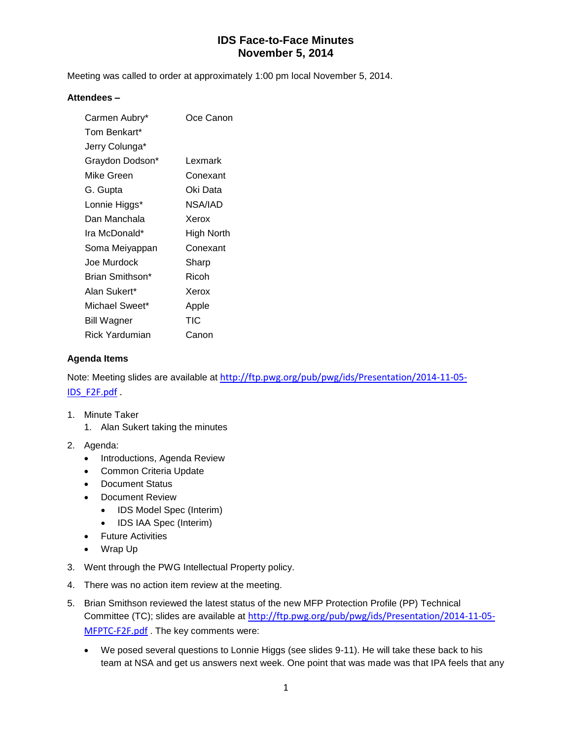# IDS Face-to-Face Minutes
# November 5, 2014

Meeting was called to order at approximately 1:00 pm local November 5, 2014.

**Attendees –**

| | |
|---|---|
| Carmen Aubry* | Oce Canon |
| Tom Benkart* | |
| Jerry Colunga* | |
| Graydon Dodson* | Lexmark |
| Mike Green | Conexant |
| G. Gupta | Oki Data |
| Lonnie Higgs* | NSA/IAD |
| Dan Manchala | Xerox |
| Ira McDonald* | High North |
| Soma Meiyappan | Conexant |
| Joe Murdock | Sharp |
| Brian Smithson* | Ricoh |
| Alan Sukert* | Xerox |
| Michael Sweet* | Apple |
| Bill Wagner | TIC |
| Rick Yardumian | Canon |

**Agenda Items**

Note: Meeting slides are available at http://ftp.pwg.org/pub/pwg/ids/Presentation/2014-11-05-IDS_F2F.pdf .

1. Minute Taker
   1. Alan Sukert taking the minutes
2. Agenda:
   - Introductions, Agenda Review
   - Common Criteria Update
   - Document Status
   - Document Review
     - IDS Model Spec (Interim)
     - IDS IAA Spec (Interim)
   - Future Activities
   - Wrap Up
3. Went through the PWG Intellectual Property policy.
4. There was no action item review at the meeting.
5. Brian Smithson reviewed the latest status of the new MFP Protection Profile (PP) Technical Committee (TC); slides are available at http://ftp.pwg.org/pub/pwg/ids/Presentation/2014-11-05-MFPTC-F2F.pdf . The key comments were:
   - We posed several questions to Lonnie Higgs (see slides 9-11). He will take these back to his team at NSA and get us answers next week. One point that was made was that IPA feels that any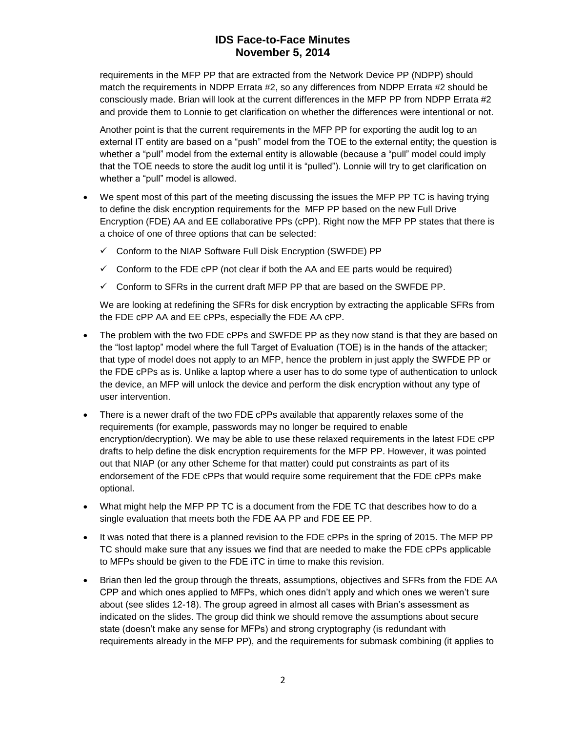requirements in the MFP PP that are extracted from the Network Device PP (NDPP) should match the requirements in NDPP Errata #2, so any differences from NDPP Errata #2 should be consciously made. Brian will look at the current differences in the MFP PP from NDPP Errata #2 and provide them to Lonnie to get clarification on whether the differences were intentional or not.

Another point is that the current requirements in the MFP PP for exporting the audit log to an external IT entity are based on a "push" model from the TOE to the external entity; the question is whether a "pull" model from the external entity is allowable (because a "pull" model could imply that the TOE needs to store the audit log until it is "pulled"). Lonnie will try to get clarification on whether a "pull" model is allowed.

- We spent most of this part of the meeting discussing the issues the MFP PP TC is having trying to define the disk encryption requirements for the MFP PP based on the new Full Drive Encryption (FDE) AA and EE collaborative PPs (cPP). Right now the MFP PP states that there is a choice of one of three options that can be selected:

  - ✓ Conform to the NIAP Software Full Disk Encryption (SWFDE) PP
  - ✓ Conform to the FDE cPP (not clear if both the AA and EE parts would be required)
  - ✓ Conform to SFRs in the current draft MFP PP that are based on the SWFDE PP.

  We are looking at redefining the SFRs for disk encryption by extracting the applicable SFRs from the FDE cPP AA and EE cPPs, especially the FDE AA cPP.

- The problem with the two FDE cPPs and SWFDE PP as they now stand is that they are based on the "lost laptop" model where the full Target of Evaluation (TOE) is in the hands of the attacker; that type of model does not apply to an MFP, hence the problem in just apply the SWFDE PP or the FDE cPPs as is. Unlike a laptop where a user has to do some type of authentication to unlock the device, an MFP will unlock the device and perform the disk encryption without any type of user intervention.

- There is a newer draft of the two FDE cPPs available that apparently relaxes some of the requirements (for example, passwords may no longer be required to enable encryption/decryption). We may be able to use these relaxed requirements in the latest FDE cPP drafts to help define the disk encryption requirements for the MFP PP. However, it was pointed out that NIAP (or any other Scheme for that matter) could put constraints as part of its endorsement of the FDE cPPs that would require some requirement that the FDE cPPs make optional.

- What might help the MFP PP TC is a document from the FDE TC that describes how to do a single evaluation that meets both the FDE AA PP and FDE EE PP.

- It was noted that there is a planned revision to the FDE cPPs in the spring of 2015. The MFP PP TC should make sure that any issues we find that are needed to make the FDE cPPs applicable to MFPs should be given to the FDE iTC in time to make this revision.

- Brian then led the group through the threats, assumptions, objectives and SFRs from the FDE AA CPP and which ones applied to MFPs, which ones didn't apply and which ones we weren't sure about (see slides 12-18). The group agreed in almost all cases with Brian's assessment as indicated on the slides. The group did think we should remove the assumptions about secure state (doesn't make any sense for MFPs) and strong cryptography (is redundant with requirements already in the MFP PP), and the requirements for submask combining (it applies to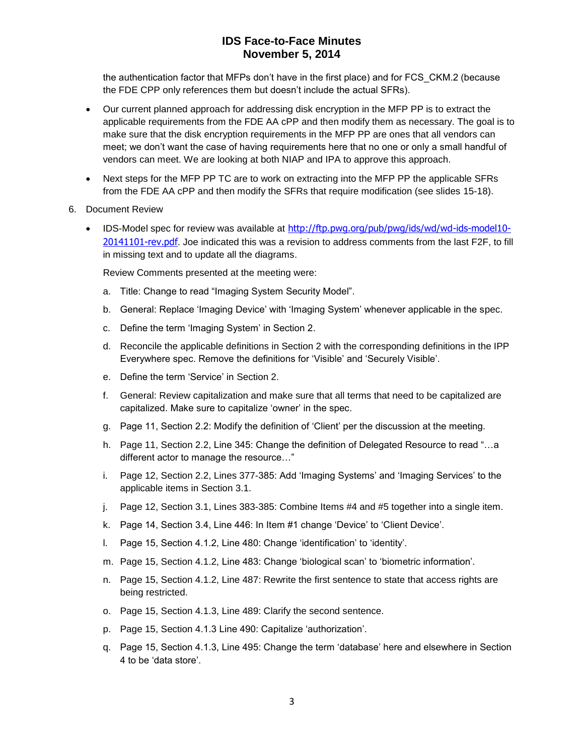the authentication factor that MFPs don't have in the first place) and for FCS_CKM.2 (because the FDE CPP only references them but doesn't include the actual SFRs).

- Our current planned approach for addressing disk encryption in the MFP PP is to extract the applicable requirements from the FDE AA cPP and then modify them as necessary. The goal is to make sure that the disk encryption requirements in the MFP PP are ones that all vendors can meet; we don't want the case of having requirements here that no one or only a small handful of vendors can meet. We are looking at both NIAP and IPA to approve this approach.
- Next steps for the MFP PP TC are to work on extracting into the MFP PP the applicable SFRs from the FDE AA cPP and then modify the SFRs that require modification (see slides 15-18).

6. Document Review

   - IDS-Model spec for review was available at [http://ftp.pwg.org/pub/pwg/ids/wd/wd-ids-model10-20141101-rev.pdf](http://ftp.pwg.org/pub/pwg/ids/wd/wd-ids-model10-20141101-rev.pdf). Joe indicated this was a revision to address comments from the last F2F, to fill in missing text and to update all the diagrams.

     Review Comments presented at the meeting were:

     a. Title: Change to read "Imaging System Security Model".
     b. General: Replace 'Imaging Device' with 'Imaging System' whenever applicable in the spec.
     c. Define the term 'Imaging System' in Section 2.
     d. Reconcile the applicable definitions in Section 2 with the corresponding definitions in the IPP Everywhere spec. Remove the definitions for 'Visible' and 'Securely Visible'.
     e. Define the term 'Service' in Section 2.
     f. General: Review capitalization and make sure that all terms that need to be capitalized are capitalized. Make sure to capitalize 'owner' in the spec.
     g. Page 11, Section 2.2: Modify the definition of 'Client' per the discussion at the meeting.
     h. Page 11, Section 2.2, Line 345: Change the definition of Delegated Resource to read "…a different actor to manage the resource…"
     i. Page 12, Section 2.2, Lines 377-385: Add 'Imaging Systems' and 'Imaging Services' to the applicable items in Section 3.1.
     j. Page 12, Section 3.1, Lines 383-385: Combine Items #4 and #5 together into a single item.
     k. Page 14, Section 3.4, Line 446: In Item #1 change 'Device' to 'Client Device'.
     l. Page 15, Section 4.1.2, Line 480: Change 'identification' to 'identity'.
     m. Page 15, Section 4.1.2, Line 483: Change 'biological scan' to 'biometric information'.
     n. Page 15, Section 4.1.2, Line 487: Rewrite the first sentence to state that access rights are being restricted.
     o. Page 15, Section 4.1.3, Line 489: Clarify the second sentence.
     p. Page 15, Section 4.1.3 Line 490: Capitalize 'authorization'.
     q. Page 15, Section 4.1.3, Line 495: Change the term 'database' here and elsewhere in Section 4 to be 'data store'.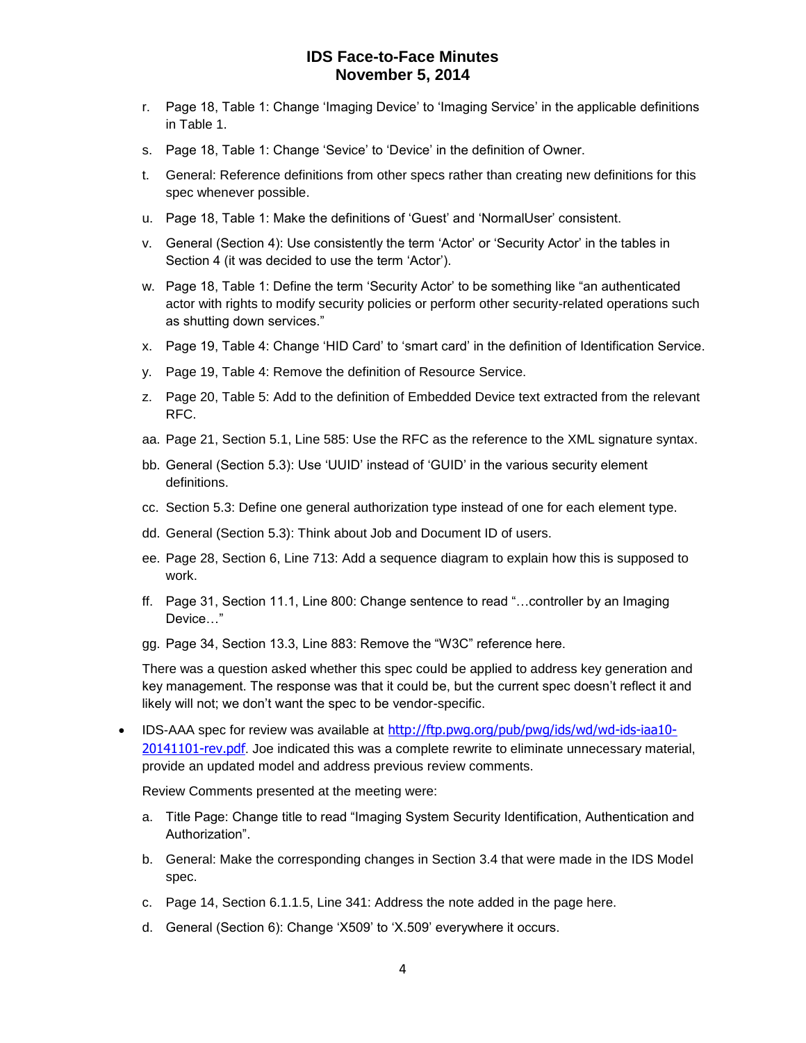r. Page 18, Table 1: Change 'Imaging Device' to 'Imaging Service' in the applicable definitions in Table 1.

s. Page 18, Table 1: Change 'Sevice' to 'Device' in the definition of Owner.

t. General: Reference definitions from other specs rather than creating new definitions for this spec whenever possible.

u. Page 18, Table 1: Make the definitions of 'Guest' and 'NormalUser' consistent.

v. General (Section 4): Use consistently the term 'Actor' or 'Security Actor' in the tables in Section 4 (it was decided to use the term 'Actor').

w. Page 18, Table 1: Define the term 'Security Actor' to be something like "an authenticated actor with rights to modify security policies or perform other security-related operations such as shutting down services."

x. Page 19, Table 4: Change 'HID Card' to 'smart card' in the definition of Identification Service.

y. Page 19, Table 4: Remove the definition of Resource Service.

z. Page 20, Table 5: Add to the definition of Embedded Device text extracted from the relevant RFC.

aa. Page 21, Section 5.1, Line 585: Use the RFC as the reference to the XML signature syntax.

bb. General (Section 5.3): Use 'UUID' instead of 'GUID' in the various security element definitions.

cc. Section 5.3: Define one general authorization type instead of one for each element type.

dd. General (Section 5.3): Think about Job and Document ID of users.

ee. Page 28, Section 6, Line 713: Add a sequence diagram to explain how this is supposed to work.

ff. Page 31, Section 11.1, Line 800: Change sentence to read "…controller by an Imaging Device…"

gg. Page 34, Section 13.3, Line 883: Remove the "W3C" reference here.

There was a question asked whether this spec could be applied to address key generation and key management. The response was that it could be, but the current spec doesn't reflect it and likely will not; we don't want the spec to be vendor-specific.

- IDS-AAA spec for review was available at http://ftp.pwg.org/pub/pwg/ids/wd/wd-ids-iaa10-20141101-rev.pdf. Joe indicated this was a complete rewrite to eliminate unnecessary material, provide an updated model and address previous review comments.

  Review Comments presented at the meeting were:

  a. Title Page: Change title to read "Imaging System Security Identification, Authentication and Authorization".

  b. General: Make the corresponding changes in Section 3.4 that were made in the IDS Model spec.

  c. Page 14, Section 6.1.1.5, Line 341: Address the note added in the page here.

  d. General (Section 6): Change 'X509' to 'X.509' everywhere it occurs.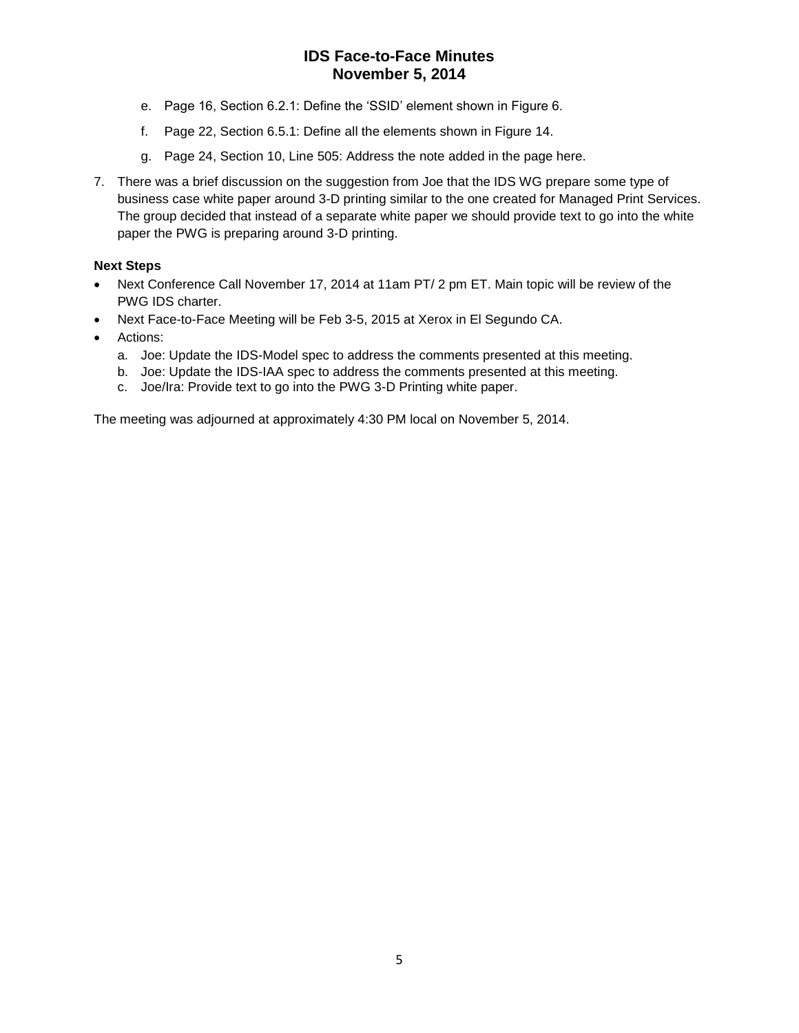e. Page 16, Section 6.2.1: Define the 'SSID' element shown in Figure 6.

f. Page 22, Section 6.5.1: Define all the elements shown in Figure 14.

g. Page 24, Section 10, Line 505: Address the note added in the page here.

7. There was a brief discussion on the suggestion from Joe that the IDS WG prepare some type of business case white paper around 3-D printing similar to the one created for Managed Print Services. The group decided that instead of a separate white paper we should provide text to go into the white paper the PWG is preparing around 3-D printing.

**Next Steps**

- Next Conference Call November 17, 2014 at 11am PT/ 2 pm ET. Main topic will be review of the PWG IDS charter.
- Next Face-to-Face Meeting will be Feb 3-5, 2015 at Xerox in El Segundo CA.
- Actions:
  a. Joe: Update the IDS-Model spec to address the comments presented at this meeting.
  b. Joe: Update the IDS-IAA spec to address the comments presented at this meeting.
  c. Joe/Ira: Provide text to go into the PWG 3-D Printing white paper.

The meeting was adjourned at approximately 4:30 PM local on November 5, 2014.